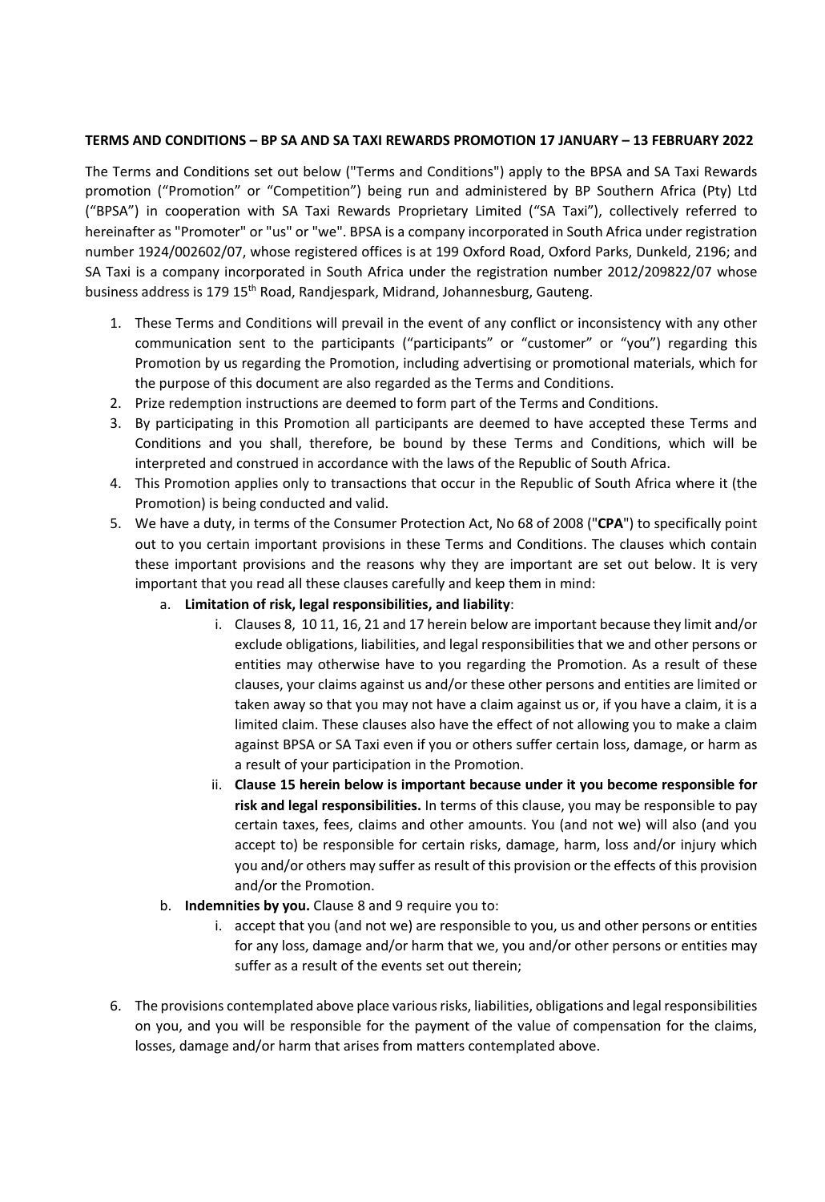**TERMS AND CONDITIONS – BP SA AND SA TAXI REWARDS PROMOTION 17 JANUARY – 13 FEBRUARY 2022**

The Terms and Conditions set out below ("Terms and Conditions") apply to the BPSA and SA Taxi Rewards promotion ("Promotion" or "Competition") being run and administered by BP Southern Africa (Pty) Ltd ("BPSA") in cooperation with SA Taxi Rewards Proprietary Limited ("SA Taxi"), collectively referred to hereinafter as "Promoter" or "us" or "we". BPSA is a company incorporated in South Africa under registration number 1924/002602/07, whose registered offices is at 199 Oxford Road, Oxford Parks, Dunkeld, 2196; and SA Taxi is a company incorporated in South Africa under the registration number 2012/209822/07 whose business address is 179 15th Road, Randjespark, Midrand, Johannesburg, Gauteng.

1. These Terms and Conditions will prevail in the event of any conflict or inconsistency with any other communication sent to the participants ("participants" or "customer" or "you") regarding this Promotion by us regarding the Promotion, including advertising or promotional materials, which for the purpose of this document are also regarded as the Terms and Conditions.
2. Prize redemption instructions are deemed to form part of the Terms and Conditions.
3. By participating in this Promotion all participants are deemed to have accepted these Terms and Conditions and you shall, therefore, be bound by these Terms and Conditions, which will be interpreted and construed in accordance with the laws of the Republic of South Africa.
4. This Promotion applies only to transactions that occur in the Republic of South Africa where it (the Promotion) is being conducted and valid.
5. We have a duty, in terms of the Consumer Protection Act, No 68 of 2008 ("**CPA**") to specifically point out to you certain important provisions in these Terms and Conditions. The clauses which contain these important provisions and the reasons why they are important are set out below. It is very important that you read all these clauses carefully and keep them in mind:
    a. **Limitation of risk, legal responsibilities, and liability**:
        i. Clauses 8, 10 11, 16, 21 and 17 herein below are important because they limit and/or exclude obligations, liabilities, and legal responsibilities that we and other persons or entities may otherwise have to you regarding the Promotion. As a result of these clauses, your claims against us and/or these other persons and entities are limited or taken away so that you may not have a claim against us or, if you have a claim, it is a limited claim. These clauses also have the effect of not allowing you to make a claim against BPSA or SA Taxi even if you or others suffer certain loss, damage, or harm as a result of your participation in the Promotion.
        ii. **Clause 15 herein below is important because under it you become responsible for risk and legal responsibilities.** In terms of this clause, you may be responsible to pay certain taxes, fees, claims and other amounts. You (and not we) will also (and you accept to) be responsible for certain risks, damage, harm, loss and/or injury which you and/or others may suffer as result of this provision or the effects of this provision and/or the Promotion.
    b. **Indemnities by you.** Clause 8 and 9 require you to:
        i. accept that you (and not we) are responsible to you, us and other persons or entities for any loss, damage and/or harm that we, you and/or other persons or entities may suffer as a result of the events set out therein;
6. The provisions contemplated above place various risks, liabilities, obligations and legal responsibilities on you, and you will be responsible for the payment of the value of compensation for the claims, losses, damage and/or harm that arises from matters contemplated above.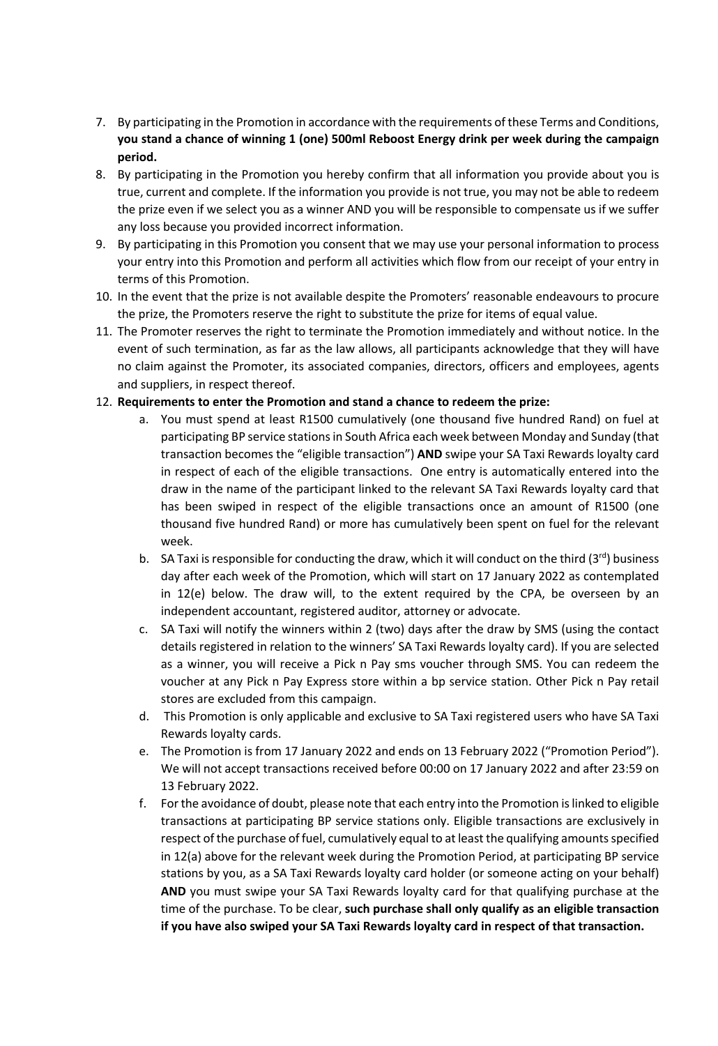7. By participating in the Promotion in accordance with the requirements of these Terms and Conditions, **you stand a chance of winning 1 (one) 500ml Reboost Energy drink per week during the campaign period.**
8. By participating in the Promotion you hereby confirm that all information you provide about you is true, current and complete. If the information you provide is not true, you may not be able to redeem the prize even if we select you as a winner AND you will be responsible to compensate us if we suffer any loss because you provided incorrect information.
9. By participating in this Promotion you consent that we may use your personal information to process your entry into this Promotion and perform all activities which flow from our receipt of your entry in terms of this Promotion.
10. In the event that the prize is not available despite the Promoters' reasonable endeavours to procure the prize, the Promoters reserve the right to substitute the prize for items of equal value.
11. The Promoter reserves the right to terminate the Promotion immediately and without notice. In the event of such termination, as far as the law allows, all participants acknowledge that they will have no claim against the Promoter, its associated companies, directors, officers and employees, agents and suppliers, in respect thereof.
12. **Requirements to enter the Promotion and stand a chance to redeem the prize:**
    a. You must spend at least R1500 cumulatively (one thousand five hundred Rand) on fuel at participating BP service stations in South Africa each week between Monday and Sunday (that transaction becomes the "eligible transaction") **AND** swipe your SA Taxi Rewards loyalty card in respect of each of the eligible transactions. One entry is automatically entered into the draw in the name of the participant linked to the relevant SA Taxi Rewards loyalty card that has been swiped in respect of the eligible transactions once an amount of R1500 (one thousand five hundred Rand) or more has cumulatively been spent on fuel for the relevant week.
    b. SA Taxi is responsible for conducting the draw, which it will conduct on the third (3rd) business day after each week of the Promotion, which will start on 17 January 2022 as contemplated in 12(e) below. The draw will, to the extent required by the CPA, be overseen by an independent accountant, registered auditor, attorney or advocate.
    c. SA Taxi will notify the winners within 2 (two) days after the draw by SMS (using the contact details registered in relation to the winners' SA Taxi Rewards loyalty card). If you are selected as a winner, you will receive a Pick n Pay sms voucher through SMS. You can redeem the voucher at any Pick n Pay Express store within a bp service station. Other Pick n Pay retail stores are excluded from this campaign.
    d. This Promotion is only applicable and exclusive to SA Taxi registered users who have SA Taxi Rewards loyalty cards.
    e. The Promotion is from 17 January 2022 and ends on 13 February 2022 ("Promotion Period"). We will not accept transactions received before 00:00 on 17 January 2022 and after 23:59 on 13 February 2022.
    f. For the avoidance of doubt, please note that each entry into the Promotion is linked to eligible transactions at participating BP service stations only. Eligible transactions are exclusively in respect of the purchase of fuel, cumulatively equal to at least the qualifying amounts specified in 12(a) above for the relevant week during the Promotion Period, at participating BP service stations by you, as a SA Taxi Rewards loyalty card holder (or someone acting on your behalf) **AND** you must swipe your SA Taxi Rewards loyalty card for that qualifying purchase at the time of the purchase. To be clear, **such purchase shall only qualify as an eligible transaction if you have also swiped your SA Taxi Rewards loyalty card in respect of that transaction.**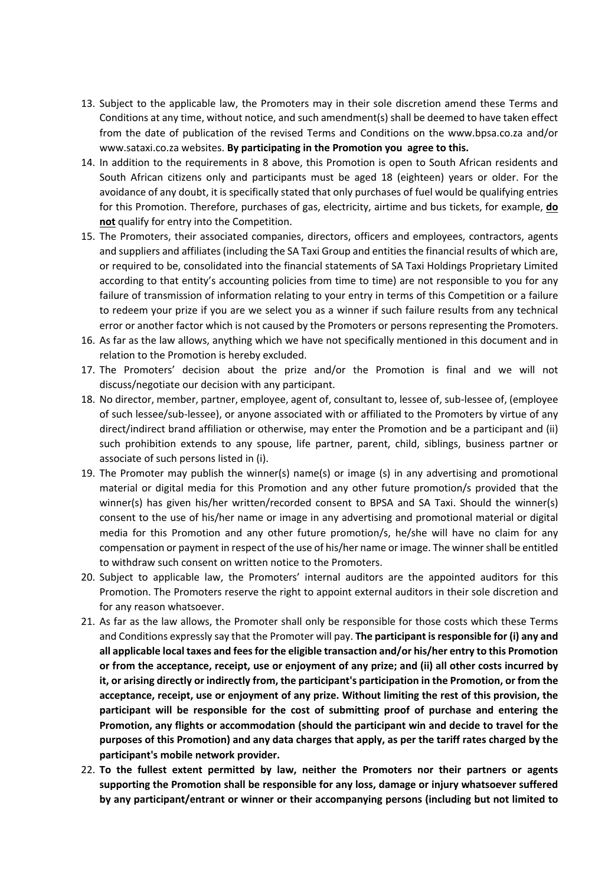13. Subject to the applicable law, the Promoters may in their sole discretion amend these Terms and Conditions at any time, without notice, and such amendment(s) shall be deemed to have taken effect from the date of publication of the revised Terms and Conditions on the www.bpsa.co.za and/or www.sataxi.co.za websites. **By participating in the Promotion you agree to this.**
14. In addition to the requirements in 8 above, this Promotion is open to South African residents and South African citizens only and participants must be aged 18 (eighteen) years or older. For the avoidance of any doubt, it is specifically stated that only purchases of fuel would be qualifying entries for this Promotion. Therefore, purchases of gas, electricity, airtime and bus tickets, for example, **do not** qualify for entry into the Competition.
15. The Promoters, their associated companies, directors, officers and employees, contractors, agents and suppliers and affiliates (including the SA Taxi Group and entities the financial results of which are, or required to be, consolidated into the financial statements of SA Taxi Holdings Proprietary Limited according to that entity's accounting policies from time to time) are not responsible to you for any failure of transmission of information relating to your entry in terms of this Competition or a failure to redeem your prize if you are we select you as a winner if such failure results from any technical error or another factor which is not caused by the Promoters or persons representing the Promoters.
16. As far as the law allows, anything which we have not specifically mentioned in this document and in relation to the Promotion is hereby excluded.
17. The Promoters' decision about the prize and/or the Promotion is final and we will not discuss/negotiate our decision with any participant.
18. No director, member, partner, employee, agent of, consultant to, lessee of, sub-lessee of, (employee of such lessee/sub-lessee), or anyone associated with or affiliated to the Promoters by virtue of any direct/indirect brand affiliation or otherwise, may enter the Promotion and be a participant and (ii) such prohibition extends to any spouse, life partner, parent, child, siblings, business partner or associate of such persons listed in (i).
19. The Promoter may publish the winner(s) name(s) or image (s) in any advertising and promotional material or digital media for this Promotion and any other future promotion/s provided that the winner(s) has given his/her written/recorded consent to BPSA and SA Taxi. Should the winner(s) consent to the use of his/her name or image in any advertising and promotional material or digital media for this Promotion and any other future promotion/s, he/she will have no claim for any compensation or payment in respect of the use of his/her name or image. The winner shall be entitled to withdraw such consent on written notice to the Promoters.
20. Subject to applicable law, the Promoters' internal auditors are the appointed auditors for this Promotion. The Promoters reserve the right to appoint external auditors in their sole discretion and for any reason whatsoever.
21. As far as the law allows, the Promoter shall only be responsible for those costs which these Terms and Conditions expressly say that the Promoter will pay. **The participant is responsible for (i) any and all applicable local taxes and fees for the eligible transaction and/or his/her entry to this Promotion or from the acceptance, receipt, use or enjoyment of any prize; and (ii) all other costs incurred by it, or arising directly or indirectly from, the participant's participation in the Promotion, or from the acceptance, receipt, use or enjoyment of any prize. Without limiting the rest of this provision, the participant will be responsible for the cost of submitting proof of purchase and entering the Promotion, any flights or accommodation (should the participant win and decide to travel for the purposes of this Promotion) and any data charges that apply, as per the tariff rates charged by the participant's mobile network provider.**
22. **To the fullest extent permitted by law, neither the Promoters nor their partners or agents supporting the Promotion shall be responsible for any loss, damage or injury whatsoever suffered by any participant/entrant or winner or their accompanying persons (including but not limited to**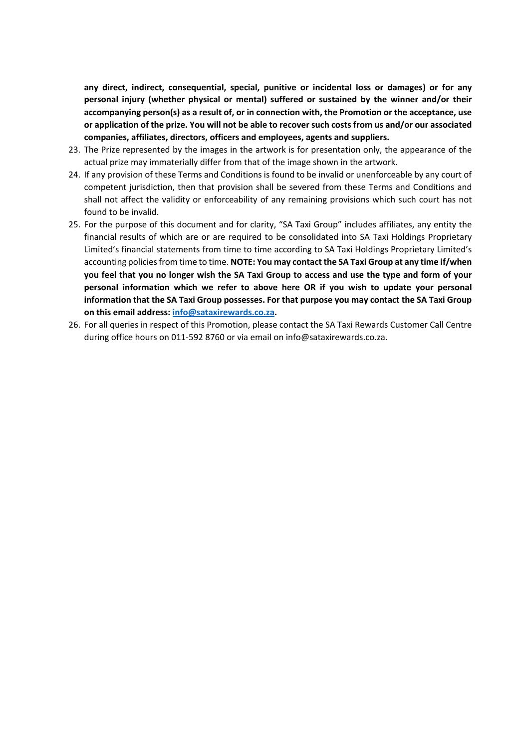**any direct, indirect, consequential, special, punitive or incidental loss or damages) or for any personal injury (whether physical or mental) suffered or sustained by the winner and/or their accompanying person(s) as a result of, or in connection with, the Promotion or the acceptance, use or application of the prize. You will not be able to recover such costs from us and/or our associated companies, affiliates, directors, officers and employees, agents and suppliers.**

23. The Prize represented by the images in the artwork is for presentation only, the appearance of the actual prize may immaterially differ from that of the image shown in the artwork.
24. If any provision of these Terms and Conditions is found to be invalid or unenforceable by any court of competent jurisdiction, then that provision shall be severed from these Terms and Conditions and shall not affect the validity or enforceability of any remaining provisions which such court has not found to be invalid.
25. For the purpose of this document and for clarity, "SA Taxi Group" includes affiliates, any entity the financial results of which are or are required to be consolidated into SA Taxi Holdings Proprietary Limited's financial statements from time to time according to SA Taxi Holdings Proprietary Limited's accounting policies from time to time. **NOTE: You may contact the SA Taxi Group at any time if/when you feel that you no longer wish the SA Taxi Group to access and use the type and form of your personal information which we refer to above here OR if you wish to update your personal information that the SA Taxi Group possesses. For that purpose you may contact the SA Taxi Group on this email address: info@sataxirewards.co.za.**
26. For all queries in respect of this Promotion, please contact the SA Taxi Rewards Customer Call Centre during office hours on 011-592 8760 or via email on info@sataxirewards.co.za.